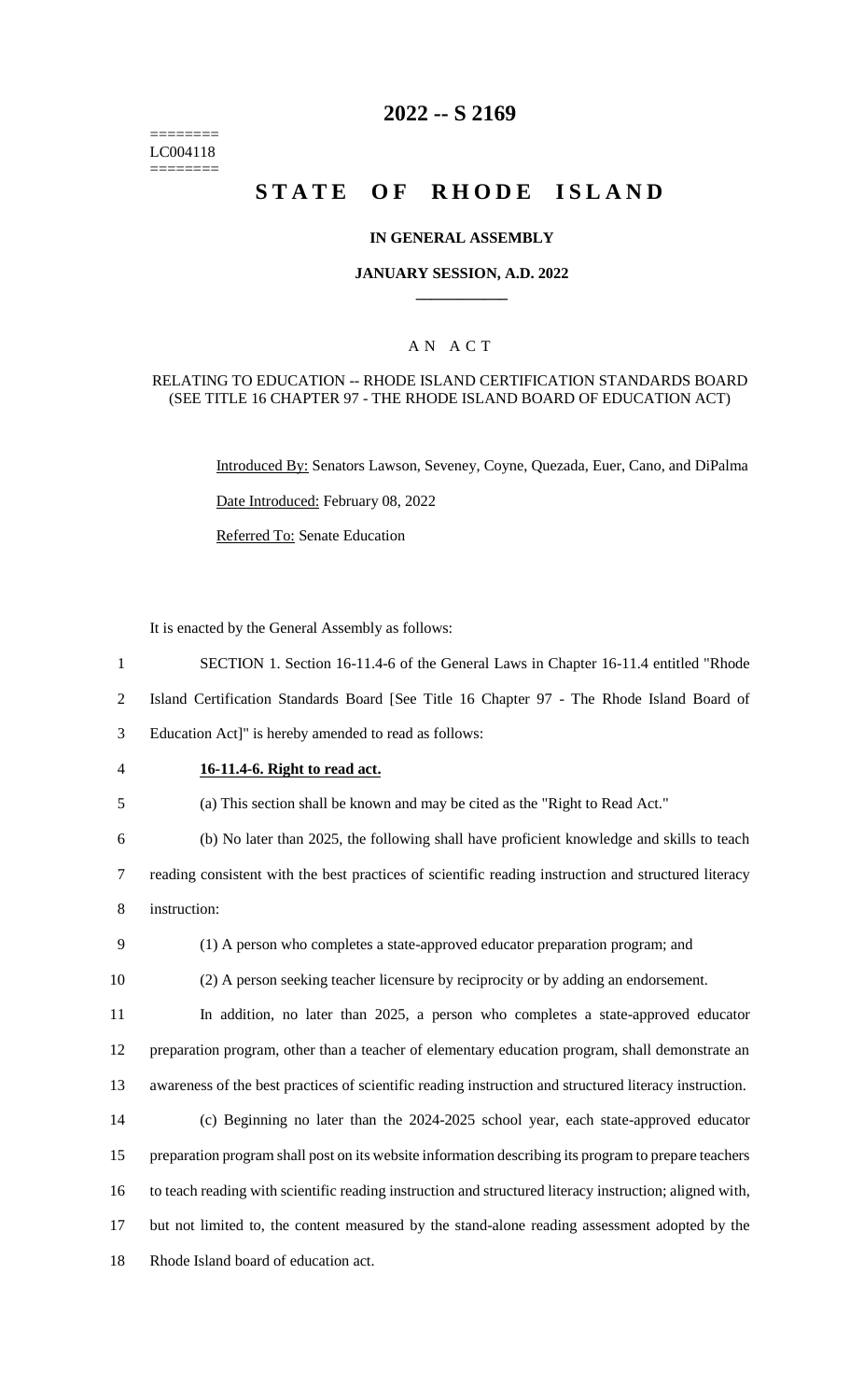========
LC004118
========

# 2022 -- S 2169

# STATE OF RHODE ISLAND

## IN GENERAL ASSEMBLY

### JANUARY SESSION, A.D. 2022

### A N A C T

RELATING TO EDUCATION -- RHODE ISLAND CERTIFICATION STANDARDS BOARD (SEE TITLE 16 CHAPTER 97 - THE RHODE ISLAND BOARD OF EDUCATION ACT)

Introduced By: Senators Lawson, Seveney, Coyne, Quezada, Euer, Cano, and DiPalma

Date Introduced: February 08, 2022

Referred To: Senate Education

It is enacted by the General Assembly as follows:

1 SECTION 1. Section 16-11.4-6 of the General Laws in Chapter 16-11.4 entitled "Rhode
2 Island Certification Standards Board [See Title 16 Chapter 97 - The Rhode Island Board of
3 Education Act]" is hereby amended to read as follows:

4 **16-11.4-6. Right to read act.**

5 (a) This section shall be known and may be cited as the "Right to Read Act."

6 (b) No later than 2025, the following shall have proficient knowledge and skills to teach
7 reading consistent with the best practices of scientific reading instruction and structured literacy
8 instruction:

9 (1) A person who completes a state-approved educator preparation program; and

10 (2) A person seeking teacher licensure by reciprocity or by adding an endorsement.

11 In addition, no later than 2025, a person who completes a state-approved educator
12 preparation program, other than a teacher of elementary education program, shall demonstrate an
13 awareness of the best practices of scientific reading instruction and structured literacy instruction.

14 (c) Beginning no later than the 2024-2025 school year, each state-approved educator
15 preparation program shall post on its website information describing its program to prepare teachers
16 to teach reading with scientific reading instruction and structured literacy instruction; aligned with,
17 but not limited to, the content measured by the stand-alone reading assessment adopted by the
18 Rhode Island board of education act.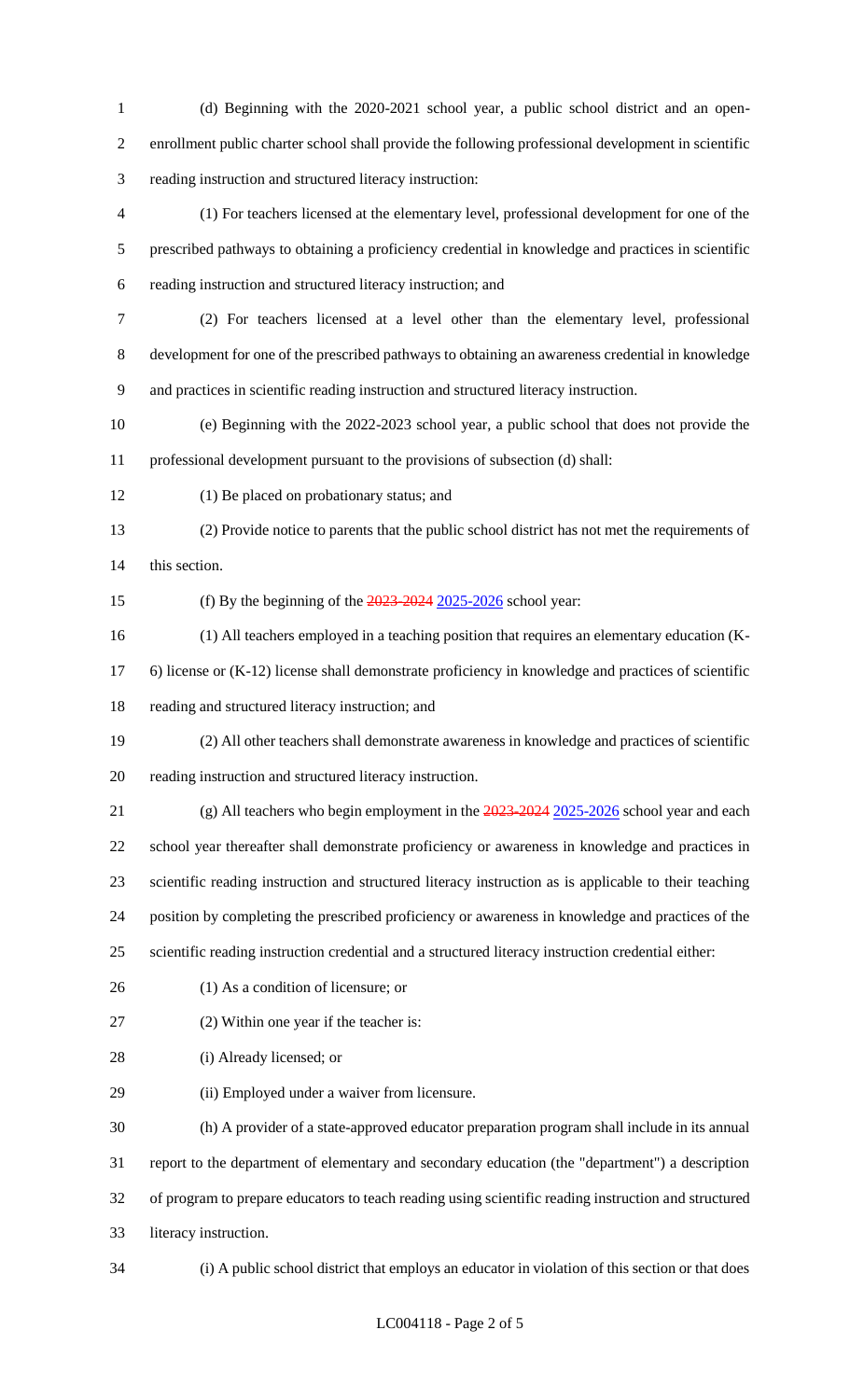(d) Beginning with the 2020-2021 school year, a public school district and an open-enrollment public charter school shall provide the following professional development in scientific reading instruction and structured literacy instruction:

(1) For teachers licensed at the elementary level, professional development for one of the prescribed pathways to obtaining a proficiency credential in knowledge and practices in scientific reading instruction and structured literacy instruction; and

(2) For teachers licensed at a level other than the elementary level, professional development for one of the prescribed pathways to obtaining an awareness credential in knowledge and practices in scientific reading instruction and structured literacy instruction.

(e) Beginning with the 2022-2023 school year, a public school that does not provide the professional development pursuant to the provisions of subsection (d) shall:

(1) Be placed on probationary status; and

(2) Provide notice to parents that the public school district has not met the requirements of this section.

(f) By the beginning of the ~~2023-2024~~ 2025-2026 school year:

(1) All teachers employed in a teaching position that requires an elementary education (K-6) license or (K-12) license shall demonstrate proficiency in knowledge and practices of scientific reading and structured literacy instruction; and

(2) All other teachers shall demonstrate awareness in knowledge and practices of scientific reading instruction and structured literacy instruction.

(g) All teachers who begin employment in the ~~2023-2024~~ 2025-2026 school year and each school year thereafter shall demonstrate proficiency or awareness in knowledge and practices in scientific reading instruction and structured literacy instruction as is applicable to their teaching position by completing the prescribed proficiency or awareness in knowledge and practices of the scientific reading instruction credential and a structured literacy instruction credential either:

(1) As a condition of licensure; or

(2) Within one year if the teacher is:

(i) Already licensed; or

(ii) Employed under a waiver from licensure.

(h) A provider of a state-approved educator preparation program shall include in its annual report to the department of elementary and secondary education (the "department") a description of program to prepare educators to teach reading using scientific reading instruction and structured literacy instruction.

(i) A public school district that employs an educator in violation of this section or that does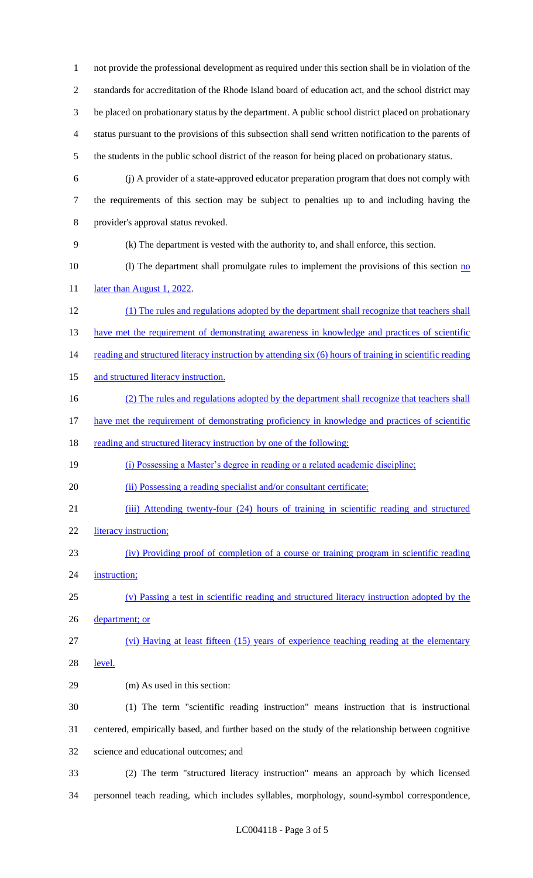not provide the professional development as required under this section shall be in violation of the standards for accreditation of the Rhode Island board of education act, and the school district may be placed on probationary status by the department. A public school district placed on probationary status pursuant to the provisions of this subsection shall send written notification to the parents of the students in the public school district of the reason for being placed on probationary status.

(j) A provider of a state-approved educator preparation program that does not comply with the requirements of this section may be subject to penalties up to and including having the provider's approval status revoked.

(k) The department is vested with the authority to, and shall enforce, this section.

(l) The department shall promulgate rules to implement the provisions of this section no later than August 1, 2022.

(1) The rules and regulations adopted by the department shall recognize that teachers shall have met the requirement of demonstrating awareness in knowledge and practices of scientific reading and structured literacy instruction by attending six (6) hours of training in scientific reading and structured literacy instruction.

(2) The rules and regulations adopted by the department shall recognize that teachers shall have met the requirement of demonstrating proficiency in knowledge and practices of scientific reading and structured literacy instruction by one of the following:

(i) Possessing a Master's degree in reading or a related academic discipline;

(ii) Possessing a reading specialist and/or consultant certificate;

(iii) Attending twenty-four (24) hours of training in scientific reading and structured literacy instruction;

(iv) Providing proof of completion of a course or training program in scientific reading instruction;

(v) Passing a test in scientific reading and structured literacy instruction adopted by the department; or

(vi) Having at least fifteen (15) years of experience teaching reading at the elementary level.

(m) As used in this section:

(1) The term "scientific reading instruction" means instruction that is instructional centered, empirically based, and further based on the study of the relationship between cognitive science and educational outcomes; and

(2) The term "structured literacy instruction" means an approach by which licensed personnel teach reading, which includes syllables, morphology, sound-symbol correspondence,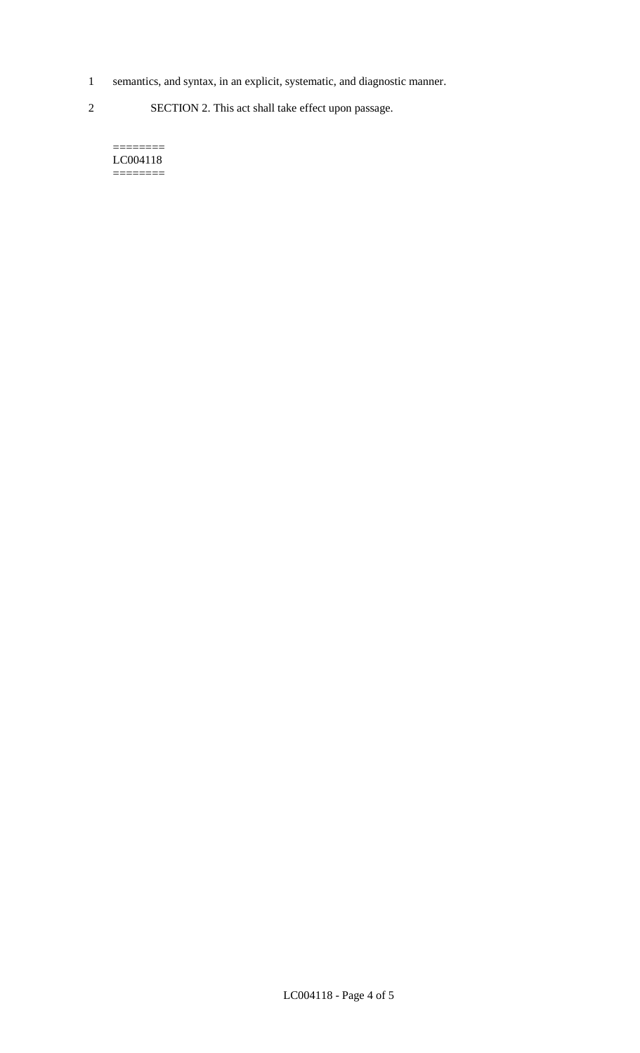semantics, and syntax, in an explicit, systematic, and diagnostic manner.

SECTION 2. This act shall take effect upon passage.

========
LC004118
========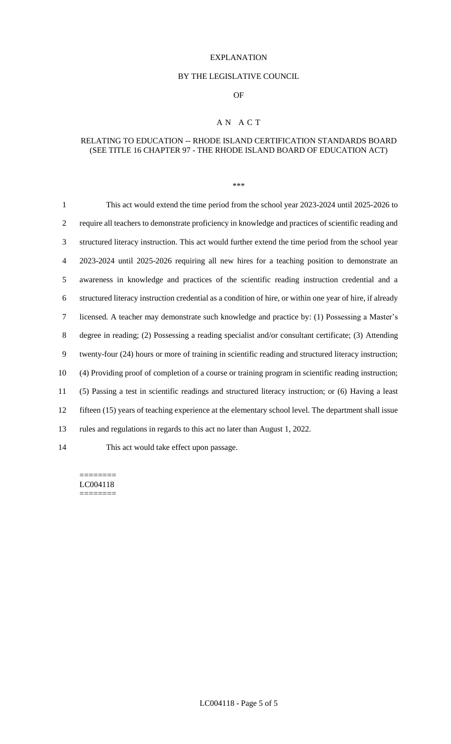EXPLANATION

BY THE LEGISLATIVE COUNCIL

OF

# A N A C T

RELATING TO EDUCATION -- RHODE ISLAND CERTIFICATION STANDARDS BOARD (SEE TITLE 16 CHAPTER 97 - THE RHODE ISLAND BOARD OF EDUCATION ACT)

\*\*\*

1 This act would extend the time period from the school year 2023-2024 until 2025-2026 to
2 require all teachers to demonstrate proficiency in knowledge and practices of scientific reading and
3 structured literacy instruction. This act would further extend the time period from the school year
4 2023-2024 until 2025-2026 requiring all new hires for a teaching position to demonstrate an
5 awareness in knowledge and practices of the scientific reading instruction credential and a
6 structured literacy instruction credential as a condition of hire, or within one year of hire, if already
7 licensed. A teacher may demonstrate such knowledge and practice by: (1) Possessing a Master's
8 degree in reading; (2) Possessing a reading specialist and/or consultant certificate; (3) Attending
9 twenty-four (24) hours or more of training in scientific reading and structured literacy instruction;
10 (4) Providing proof of completion of a course or training program in scientific reading instruction;
11 (5) Passing a test in scientific readings and structured literacy instruction; or (6) Having a least
12 fifteen (15) years of teaching experience at the elementary school level. The department shall issue
13 rules and regulations in regards to this act no later than August 1, 2022.

14 This act would take effect upon passage.

========
LC004118
========